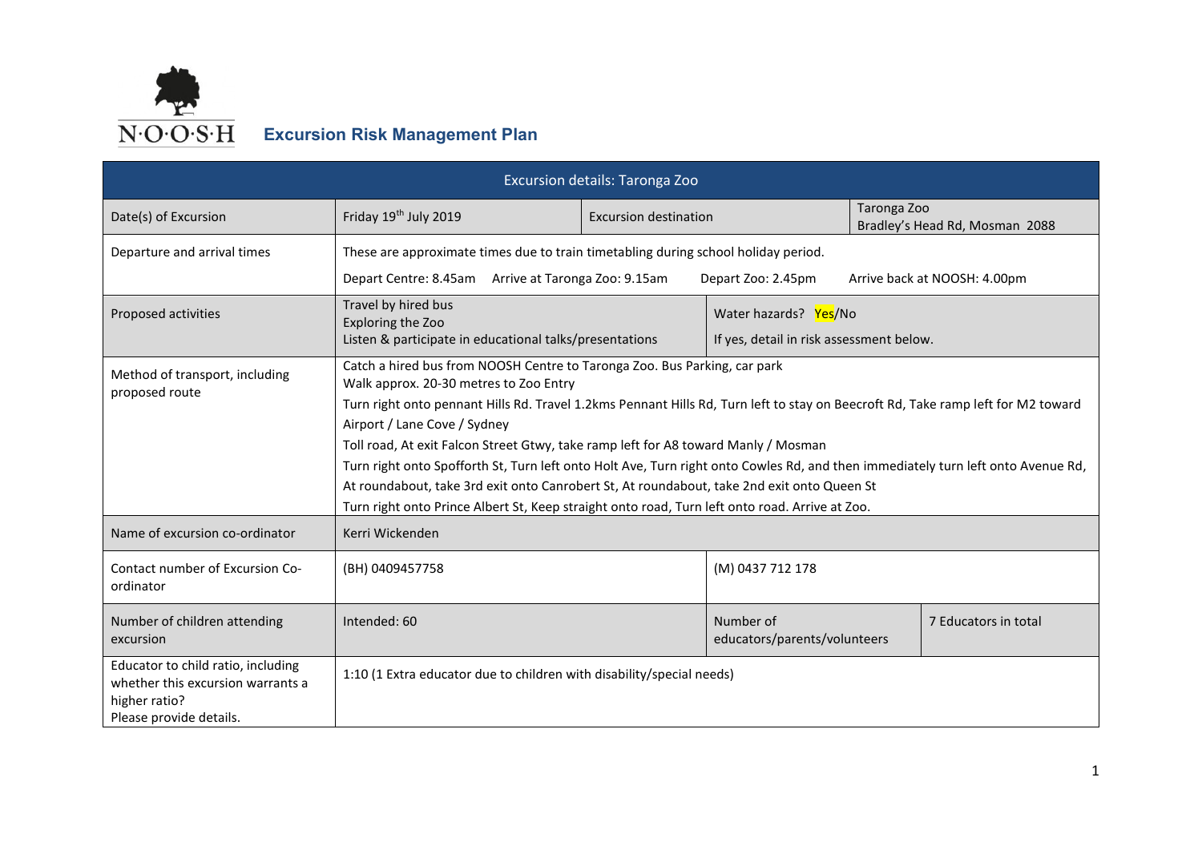N·O·O·S·H

# Excursion Risk Management Plan

| Excursion details: Taronga Zoo | | | | |
|---|---|---|---|---|
| Date(s) of Excursion | Friday 19th July 2019 | Excursion destination | | Taronga Zoo<br>Bradley's Head Rd, Mosman 2088 |
| Departure and arrival times | These are approximate times due to train timetabling during school holiday period.<br>Depart Centre: 8.45am Arrive at Taronga Zoo: 9.15am Depart Zoo: 2.45pm Arrive back at NOOSH: 4.00pm | | | |
| Proposed activities | Travel by hired bus<br>Exploring the Zoo<br>Listen & participate in educational talks/presentations | | Water hazards? Yes/No<br>If yes, detail in risk assessment below. | |
| Method of transport, including proposed route | Catch a hired bus from NOOSH Centre to Taronga Zoo. Bus Parking, car park<br>Walk approx. 20-30 metres to Zoo Entry<br>Turn right onto pennant Hills Rd. Travel 1.2kms Pennant Hills Rd, Turn left to stay on Beecroft Rd, Take ramp left for M2 toward Airport / Lane Cove / Sydney<br>Toll road, At exit Falcon Street Gtwy, take ramp left for A8 toward Manly / Mosman<br>Turn right onto Spofforth St, Turn left onto Holt Ave, Turn right onto Cowles Rd, and then immediately turn left onto Avenue Rd,<br>At roundabout, take 3rd exit onto Canrobert St, At roundabout, take 2nd exit onto Queen St<br>Turn right onto Prince Albert St, Keep straight onto road, Turn left onto road. Arrive at Zoo. | | | |
| Name of excursion co-ordinator | Kerri Wickenden | | | |
| Contact number of Excursion Co-ordinator | (BH) 0409457758 | | (M) 0437 712 178 | |
| Number of children attending excursion | Intended: 60 | | Number of educators/parents/volunteers | 7 Educators in total |
| Educator to child ratio, including whether this excursion warrants a higher ratio? Please provide details. | 1:10 (1 Extra educator due to children with disability/special needs) | | | |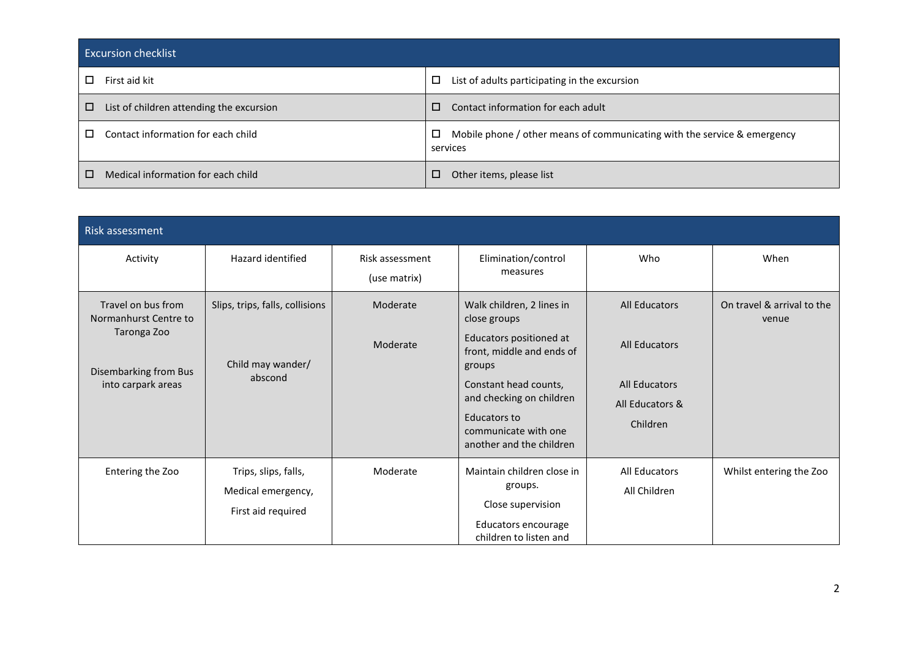| Excursion checklist | |
|---|---|
| ☐ First aid kit | ☐ List of adults participating in the excursion |
| ☐ List of children attending the excursion | ☐ Contact information for each adult |
| ☐ Contact information for each child | ☐ Mobile phone / other means of communicating with the service & emergency services |
| ☐ Medical information for each child | ☐ Other items, please list |

| Risk assessment | | | | | |
|---|---|---|---|---|---|
| Activity | Hazard identified | Risk assessment (use matrix) | Elimination/control measures | Who | When |
| Travel on bus from Normanhurst Centre to Taronga Zoo<br><br>Disembarking from Bus into carpark areas | Slips, trips, falls, collisions<br><br>Child may wander/ abscond | Moderate<br><br>Moderate | Walk children, 2 lines in close groups<br>Educators positioned at front, middle and ends of groups<br>Constant head counts, and checking on children<br>Educators to communicate with one another and the children | All Educators<br><br>All Educators<br><br>All Educators<br>All Educators & Children | On travel & arrival to the venue |
| Entering the Zoo | Trips, slips, falls,<br>Medical emergency,<br>First aid required | Moderate | Maintain children close in groups.<br>Close supervision<br>Educators encourage children to listen and | All Educators<br>All Children | Whilst entering the Zoo |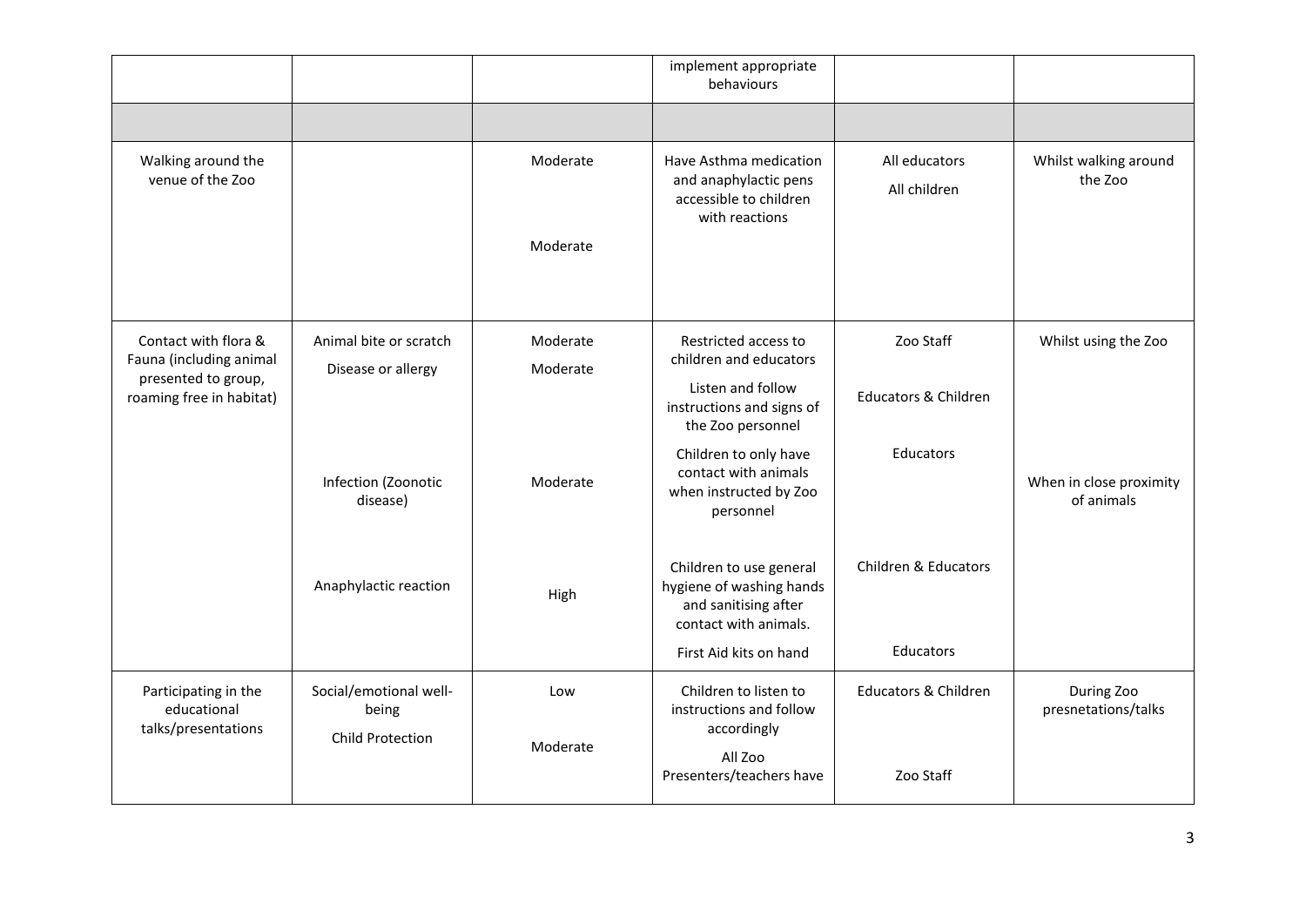| | | | implement appropriate behaviours | | |
|---|---|---|---|---|---|
| | | | | | |
| Walking around the venue of the Zoo | | Moderate<br><br>Moderate | Have Asthma medication and anaphylactic pens accessible to children with reactions | All educators<br><br>All children | Whilst walking around the Zoo |
| Contact with flora & Fauna (including animal presented to group, roaming free in habitat) | Animal bite or scratch<br><br>Disease or allergy<br><br>Infection (Zoonotic disease)<br><br>Anaphylactic reaction | Moderate<br><br>Moderate<br><br>Moderate<br><br>High | Restricted access to children and educators<br><br>Listen and follow instructions and signs of the Zoo personnel<br><br>Children to only have contact with animals when instructed by Zoo personnel<br><br>Children to use general hygiene of washing hands and sanitising after contact with animals.<br><br>First Aid kits on hand | Zoo Staff<br><br>Educators & Children<br><br>Educators<br><br>Children & Educators<br><br>Educators | Whilst using the Zoo<br><br>When in close proximity of animals |
| Participating in the educational talks/presentations | Social/emotional well-being<br><br>Child Protection | Low<br><br>Moderate | Children to listen to instructions and follow accordingly<br><br>All Zoo Presenters/teachers have | Educators & Children<br><br>Zoo Staff | During Zoo presnetations/talks |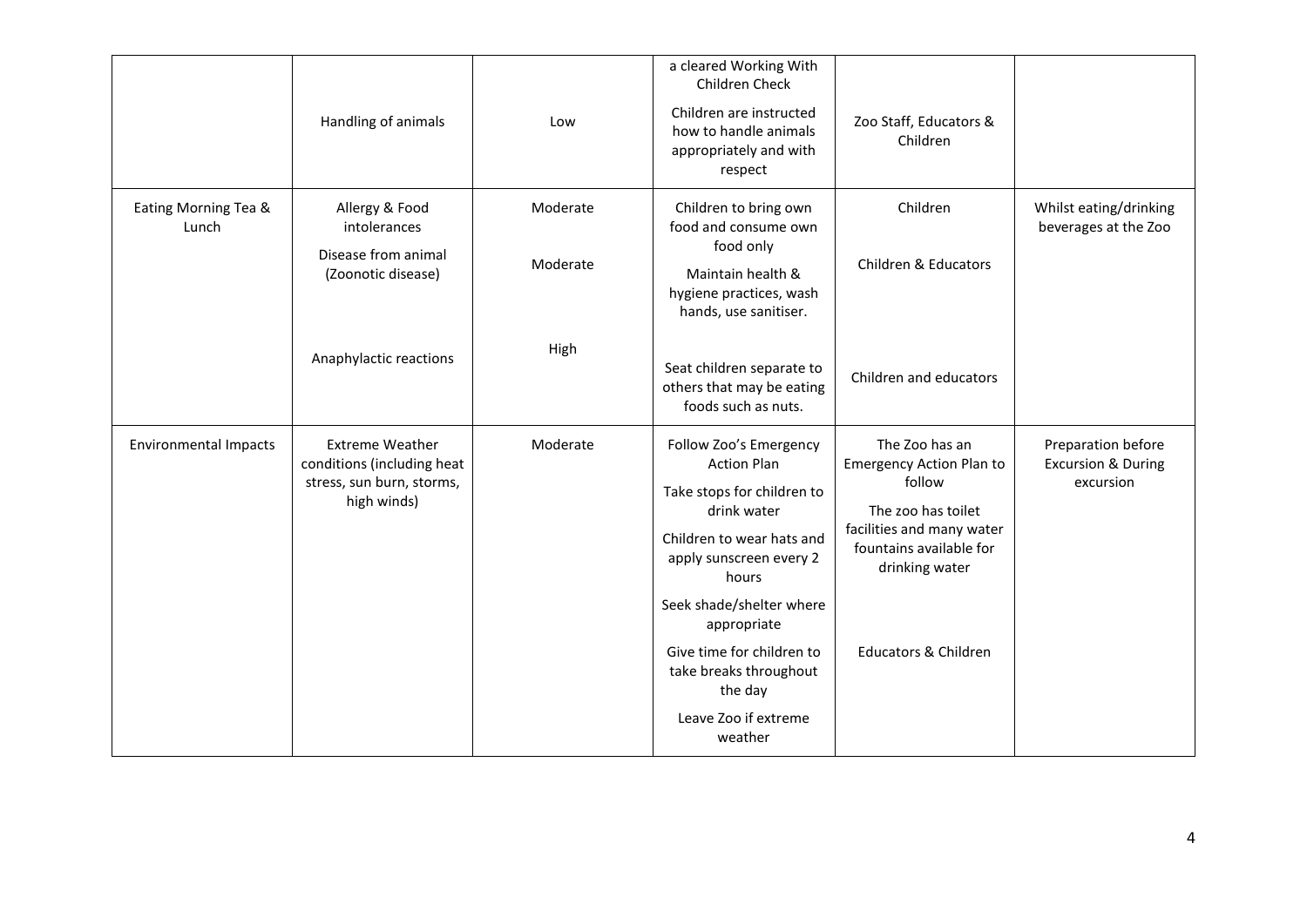| | | | | | |
|---|---|---|---|---|---|
| | Handling of animals | Low | a cleared Working With Children Check<br>Children are instructed how to handle animals appropriately and with respect | Zoo Staff, Educators & Children | |
| Eating Morning Tea & Lunch | Allergy & Food intolerances<br>Disease from animal (Zoonotic disease)<br>Anaphylactic reactions | Moderate<br>Moderate<br>High | Children to bring own food and consume own food only<br>Maintain health & hygiene practices, wash hands, use sanitiser.<br>Seat children separate to others that may be eating foods such as nuts. | Children<br>Children & Educators<br>Children and educators | Whilst eating/drinking beverages at the Zoo |
| Environmental Impacts | Extreme Weather conditions (including heat stress, sun burn, storms, high winds) | Moderate | Follow Zoo's Emergency Action Plan<br>Take stops for children to drink water<br>Children to wear hats and apply sunscreen every 2 hours<br>Seek shade/shelter where appropriate<br>Give time for children to take breaks throughout the day<br>Leave Zoo if extreme weather | The Zoo has an Emergency Action Plan to follow<br>The zoo has toilet facilities and many water fountains available for drinking water<br>Educators & Children | Preparation before Excursion & During excursion |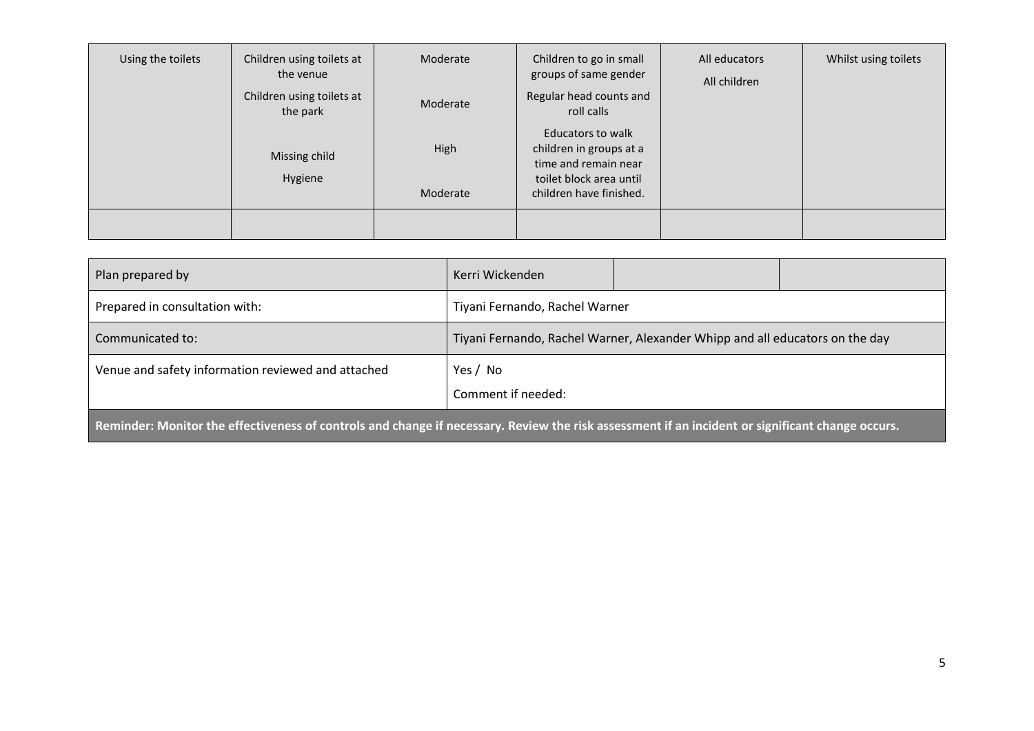| | | | | | |
|---|---|---|---|---|---|
| Using the toilets | Children using toilets at the venue<br>Children using toilets at the park<br>Missing child<br>Hygiene | Moderate<br>Moderate<br>High<br>Moderate | Children to go in small groups of same gender<br>Regular head counts and roll calls<br>Educators to walk children in groups at a time and remain near toilet block area until children have finished. | All educators<br>All children | Whilst using toilets |
| | | | | | |

| | | | |
|---|---|---|---|
| Plan prepared by | Kerri Wickenden | | |
| Prepared in consultation with: | Tiyani Fernando, Rachel Warner | | |
| Communicated to: | Tiyani Fernando, Rachel Warner, Alexander Whipp and all educators on the day | | |
| Venue and safety information reviewed and attached | Yes / No<br>Comment if needed: | | |

**Reminder: Monitor the effectiveness of controls and change if necessary. Review the risk assessment if an incident or significant change occurs.**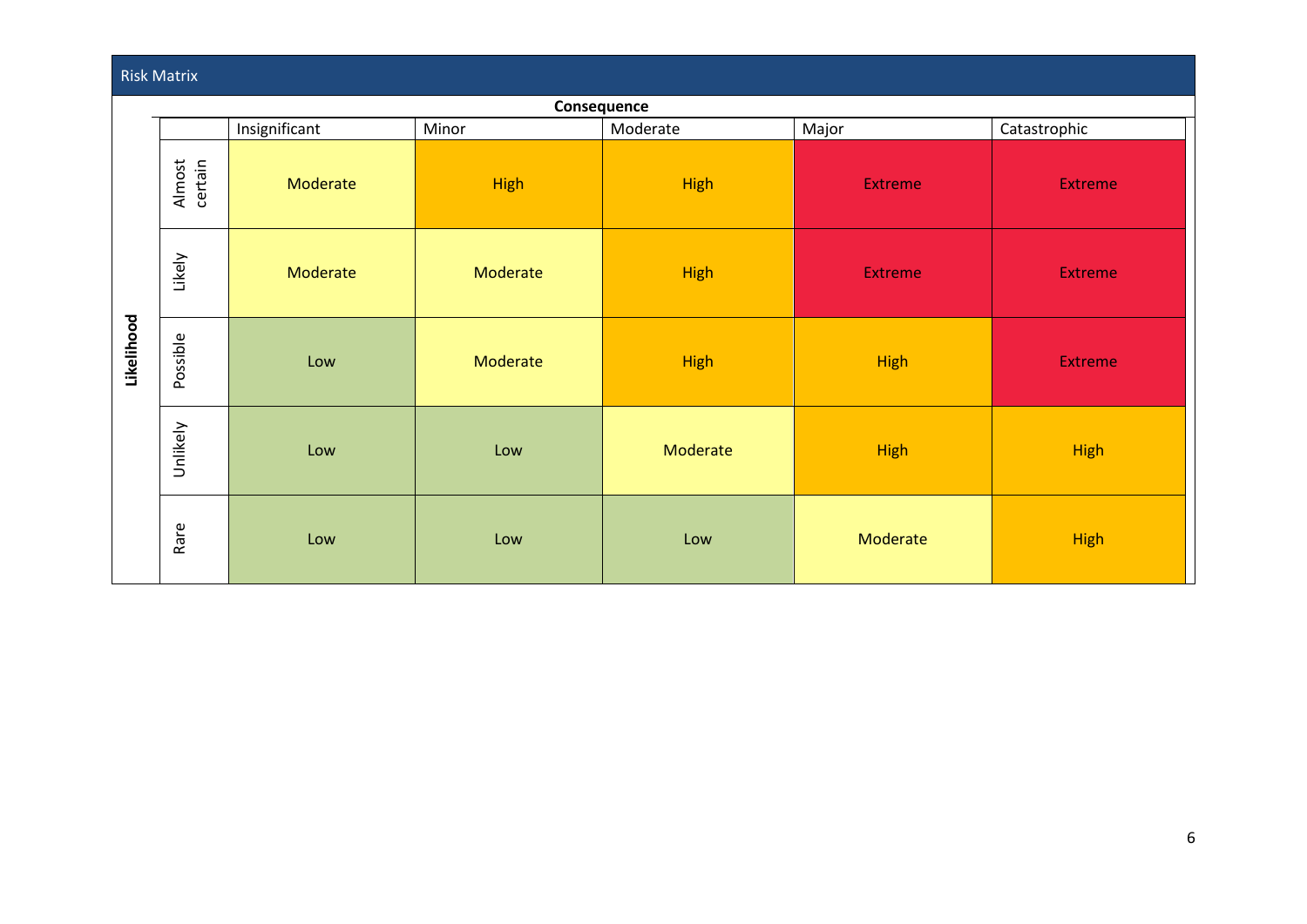## Risk Matrix

| Likelihood | Consequence: Insignificant | Minor | Moderate | Major | Catastrophic |
|---|---|---|---|---|---|
| Almost certain | Moderate | High | High | Extreme | Extreme |
| Likely | Moderate | Moderate | High | Extreme | Extreme |
| Possible | Low | Moderate | High | High | Extreme |
| Unlikely | Low | Low | Moderate | High | High |
| Rare | Low | Low | Low | Moderate | High |